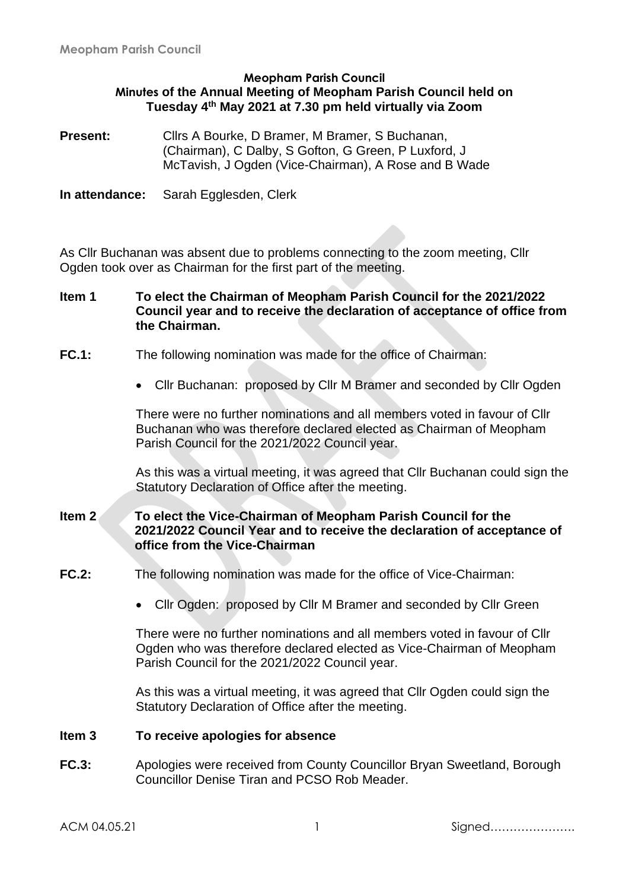**Meopham Parish Council**

**Minutes of the Annual Meeting of Meopham Parish Council held on Tuesday 4th May 2021 at 7.30 pm held virtually via Zoom**

**Present:** Cllrs A Bourke, D Bramer, M Bramer, S Buchanan, (Chairman), C Dalby, S Gofton, G Green, P Luxford, J McTavish, J Ogden (Vice-Chairman), A Rose and B Wade

**In attendance:** Sarah Egglesden, Clerk

As Cllr Buchanan was absent due to problems connecting to the zoom meeting, Cllr Ogden took over as Chairman for the first part of the meeting.

**Item 1 To elect the Chairman of Meopham Parish Council for the 2021/2022 Council year and to receive the declaration of acceptance of office from the Chairman.**

**FC.1:** The following nomination was made for the office of Chairman:

- Cllr Buchanan: proposed by Cllr M Bramer and seconded by Cllr Ogden

There were no further nominations and all members voted in favour of Cllr Buchanan who was therefore declared elected as Chairman of Meopham Parish Council for the 2021/2022 Council year.

As this was a virtual meeting, it was agreed that Cllr Buchanan could sign the Statutory Declaration of Office after the meeting.

**Item 2 To elect the Vice-Chairman of Meopham Parish Council for the 2021/2022 Council Year and to receive the declaration of acceptance of office from the Vice-Chairman**

**FC.2:** The following nomination was made for the office of Vice-Chairman:

- Cllr Ogden: proposed by Cllr M Bramer and seconded by Cllr Green

There were no further nominations and all members voted in favour of Cllr Ogden who was therefore declared elected as Vice-Chairman of Meopham Parish Council for the 2021/2022 Council year.

As this was a virtual meeting, it was agreed that Cllr Ogden could sign the Statutory Declaration of Office after the meeting.

**Item 3 To receive apologies for absence**

**FC.3:** Apologies were received from County Councillor Bryan Sweetland, Borough Councillor Denise Tiran and PCSO Rob Meader.

ACM 04.05.21 Signed………………….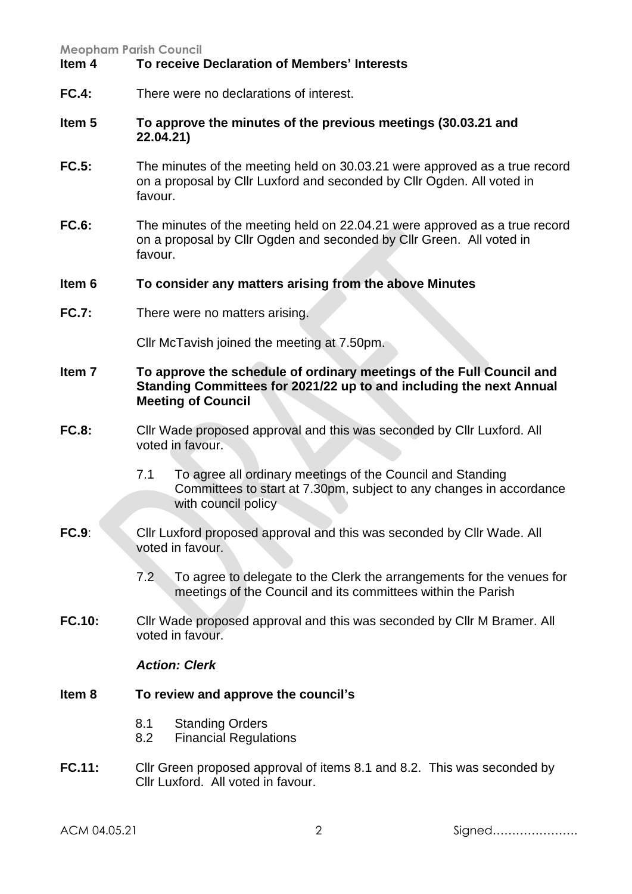**Item 4 To receive Declaration of Members' Interests**

**FC.4:** There were no declarations of interest.

**Item 5 To approve the minutes of the previous meetings (30.03.21 and 22.04.21)**

**FC.5:** The minutes of the meeting held on 30.03.21 were approved as a true record on a proposal by Cllr Luxford and seconded by Cllr Ogden. All voted in favour.

**FC.6:** The minutes of the meeting held on 22.04.21 were approved as a true record on a proposal by Cllr Ogden and seconded by Cllr Green. All voted in favour.

**Item 6 To consider any matters arising from the above Minutes**

**FC.7:** There were no matters arising.

Cllr McTavish joined the meeting at 7.50pm.

**Item 7 To approve the schedule of ordinary meetings of the Full Council and Standing Committees for 2021/22 up to and including the next Annual Meeting of Council**

**FC.8:** Cllr Wade proposed approval and this was seconded by Cllr Luxford. All voted in favour.

7.1 To agree all ordinary meetings of the Council and Standing Committees to start at 7.30pm, subject to any changes in accordance with council policy

**FC.9**: Cllr Luxford proposed approval and this was seconded by Cllr Wade. All voted in favour.

7.2 To agree to delegate to the Clerk the arrangements for the venues for meetings of the Council and its committees within the Parish

**FC.10:** Cllr Wade proposed approval and this was seconded by Cllr M Bramer. All voted in favour.

***Action: Clerk***

**Item 8 To review and approve the council's**

8.1 Standing Orders
8.2 Financial Regulations

**FC.11:** Cllr Green proposed approval of items 8.1 and 8.2. This was seconded by Cllr Luxford. All voted in favour.

Signed…………………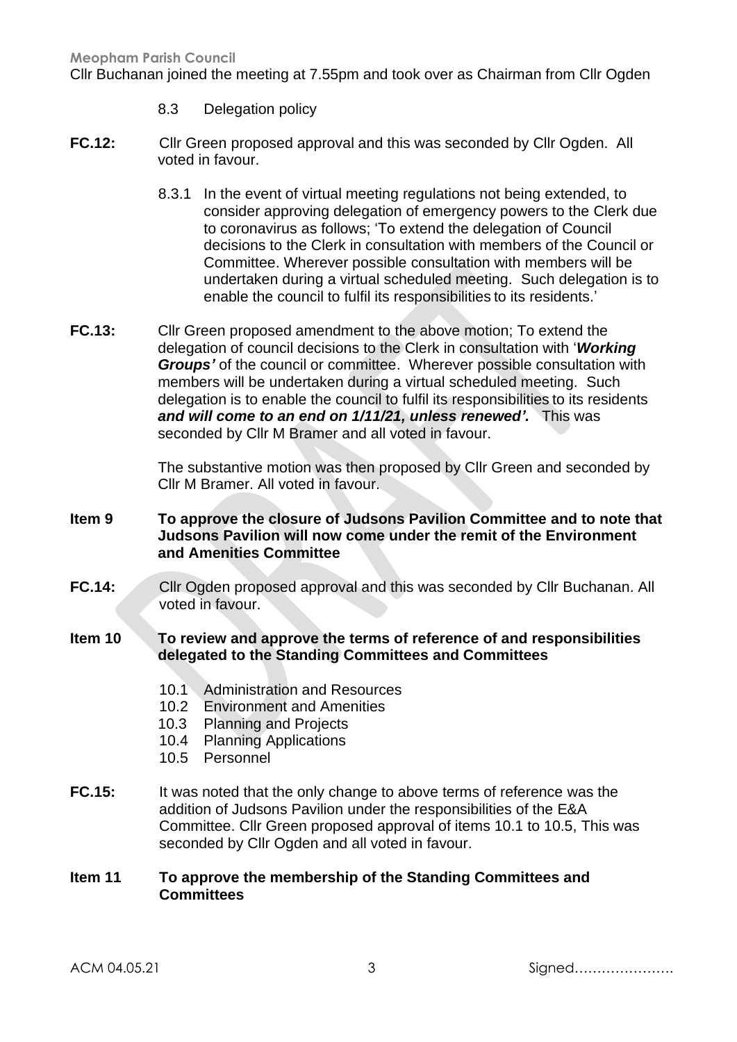Cllr Buchanan joined the meeting at 7.55pm and took over as Chairman from Cllr Ogden

8.3 Delegation policy

**FC.12:** Cllr Green proposed approval and this was seconded by Cllr Ogden. All voted in favour.

8.3.1 In the event of virtual meeting regulations not being extended, to consider approving delegation of emergency powers to the Clerk due to coronavirus as follows; 'To extend the delegation of Council decisions to the Clerk in consultation with members of the Council or Committee. Wherever possible consultation with members will be undertaken during a virtual scheduled meeting. Such delegation is to enable the council to fulfil its responsibilities to its residents.'

**FC.13:** Cllr Green proposed amendment to the above motion; To extend the delegation of council decisions to the Clerk in consultation with '***Working Groups'*** of the council or committee. Wherever possible consultation with members will be undertaken during a virtual scheduled meeting. Such delegation is to enable the council to fulfil its responsibilities to its residents ***and will come to an end on 1/11/21, unless renewed'.*** This was seconded by Cllr M Bramer and all voted in favour.

The substantive motion was then proposed by Cllr Green and seconded by Cllr M Bramer. All voted in favour.

**Item 9 To approve the closure of Judsons Pavilion Committee and to note that Judsons Pavilion will now come under the remit of the Environment and Amenities Committee**

**FC.14:** Cllr Ogden proposed approval and this was seconded by Cllr Buchanan. All voted in favour.

**Item 10 To review and approve the terms of reference of and responsibilities delegated to the Standing Committees and Committees**

10.1 Administration and Resources
10.2 Environment and Amenities
10.3 Planning and Projects
10.4 Planning Applications
10.5 Personnel

**FC.15:** It was noted that the only change to above terms of reference was the addition of Judsons Pavilion under the responsibilities of the E&A Committee. Cllr Green proposed approval of items 10.1 to 10.5, This was seconded by Cllr Ogden and all voted in favour.

**Item 11 To approve the membership of the Standing Committees and Committees**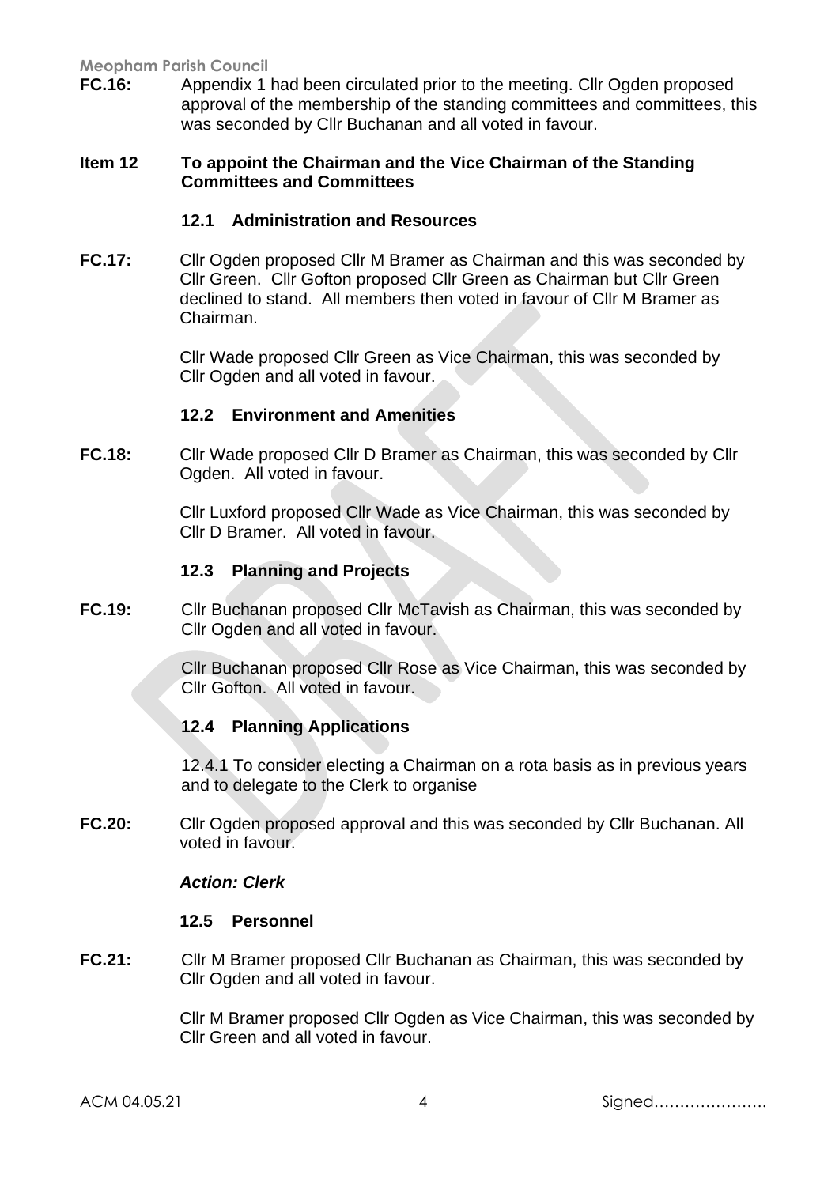**FC.16:** Appendix 1 had been circulated prior to the meeting. Cllr Ogden proposed approval of the membership of the standing committees and committees, this was seconded by Cllr Buchanan and all voted in favour.

## Item 12 To appoint the Chairman and the Vice Chairman of the Standing Committees and Committees

### 12.1 Administration and Resources

**FC.17:** Cllr Ogden proposed Cllr M Bramer as Chairman and this was seconded by Cllr Green. Cllr Gofton proposed Cllr Green as Chairman but Cllr Green declined to stand. All members then voted in favour of Cllr M Bramer as Chairman.

Cllr Wade proposed Cllr Green as Vice Chairman, this was seconded by Cllr Ogden and all voted in favour.

### 12.2 Environment and Amenities

**FC.18:** Cllr Wade proposed Cllr D Bramer as Chairman, this was seconded by Cllr Ogden. All voted in favour.

Cllr Luxford proposed Cllr Wade as Vice Chairman, this was seconded by Cllr D Bramer. All voted in favour.

### 12.3 Planning and Projects

**FC.19:** Cllr Buchanan proposed Cllr McTavish as Chairman, this was seconded by Cllr Ogden and all voted in favour.

Cllr Buchanan proposed Cllr Rose as Vice Chairman, this was seconded by Cllr Gofton. All voted in favour.

### 12.4 Planning Applications

12.4.1 To consider electing a Chairman on a rota basis as in previous years and to delegate to the Clerk to organise

**FC.20:** Cllr Ogden proposed approval and this was seconded by Cllr Buchanan. All voted in favour.

***Action: Clerk***

### 12.5 Personnel

**FC.21:** Cllr M Bramer proposed Cllr Buchanan as Chairman, this was seconded by Cllr Ogden and all voted in favour.

Cllr M Bramer proposed Cllr Ogden as Vice Chairman, this was seconded by Cllr Green and all voted in favour.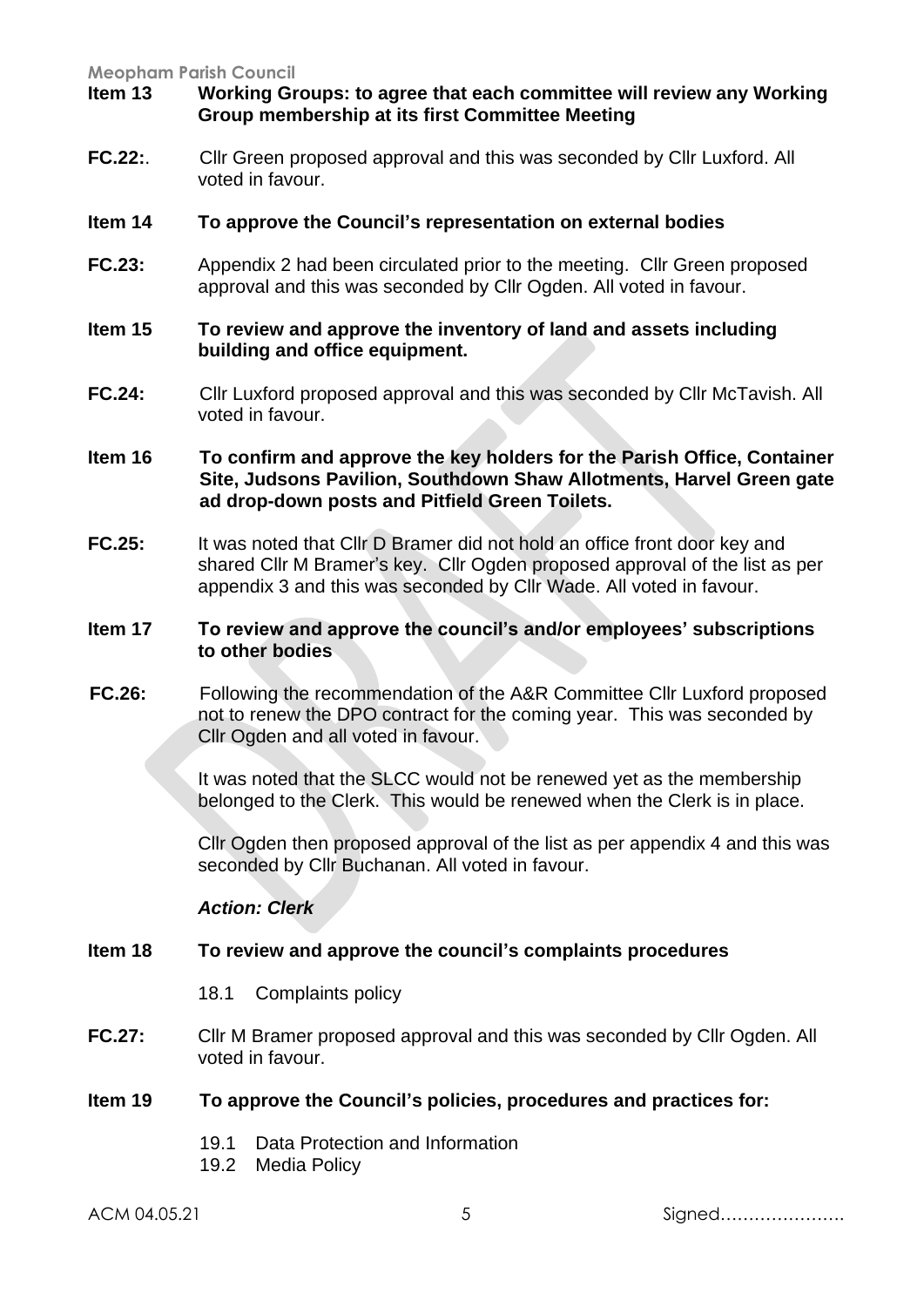**Item 13 Working Groups: to agree that each committee will review any Working Group membership at its first Committee Meeting**

**FC.22:**. Cllr Green proposed approval and this was seconded by Cllr Luxford. All voted in favour.

**Item 14 To approve the Council's representation on external bodies**

**FC.23:** Appendix 2 had been circulated prior to the meeting. Cllr Green proposed approval and this was seconded by Cllr Ogden. All voted in favour.

**Item 15 To review and approve the inventory of land and assets including building and office equipment.**

**FC.24:** Cllr Luxford proposed approval and this was seconded by Cllr McTavish. All voted in favour.

**Item 16 To confirm and approve the key holders for the Parish Office, Container Site, Judsons Pavilion, Southdown Shaw Allotments, Harvel Green gate ad drop-down posts and Pitfield Green Toilets.**

**FC.25:** It was noted that Cllr D Bramer did not hold an office front door key and shared Cllr M Bramer's key. Cllr Ogden proposed approval of the list as per appendix 3 and this was seconded by Cllr Wade. All voted in favour.

**Item 17 To review and approve the council's and/or employees' subscriptions to other bodies**

**FC.26:** Following the recommendation of the A&R Committee Cllr Luxford proposed not to renew the DPO contract for the coming year. This was seconded by Cllr Ogden and all voted in favour.

It was noted that the SLCC would not be renewed yet as the membership belonged to the Clerk. This would be renewed when the Clerk is in place.

Cllr Ogden then proposed approval of the list as per appendix 4 and this was seconded by Cllr Buchanan. All voted in favour.

***Action: Clerk***

**Item 18 To review and approve the council's complaints procedures**

18.1 Complaints policy

**FC.27:** Cllr M Bramer proposed approval and this was seconded by Cllr Ogden. All voted in favour.

**Item 19 To approve the Council's policies, procedures and practices for:**

19.1 Data Protection and Information
19.2 Media Policy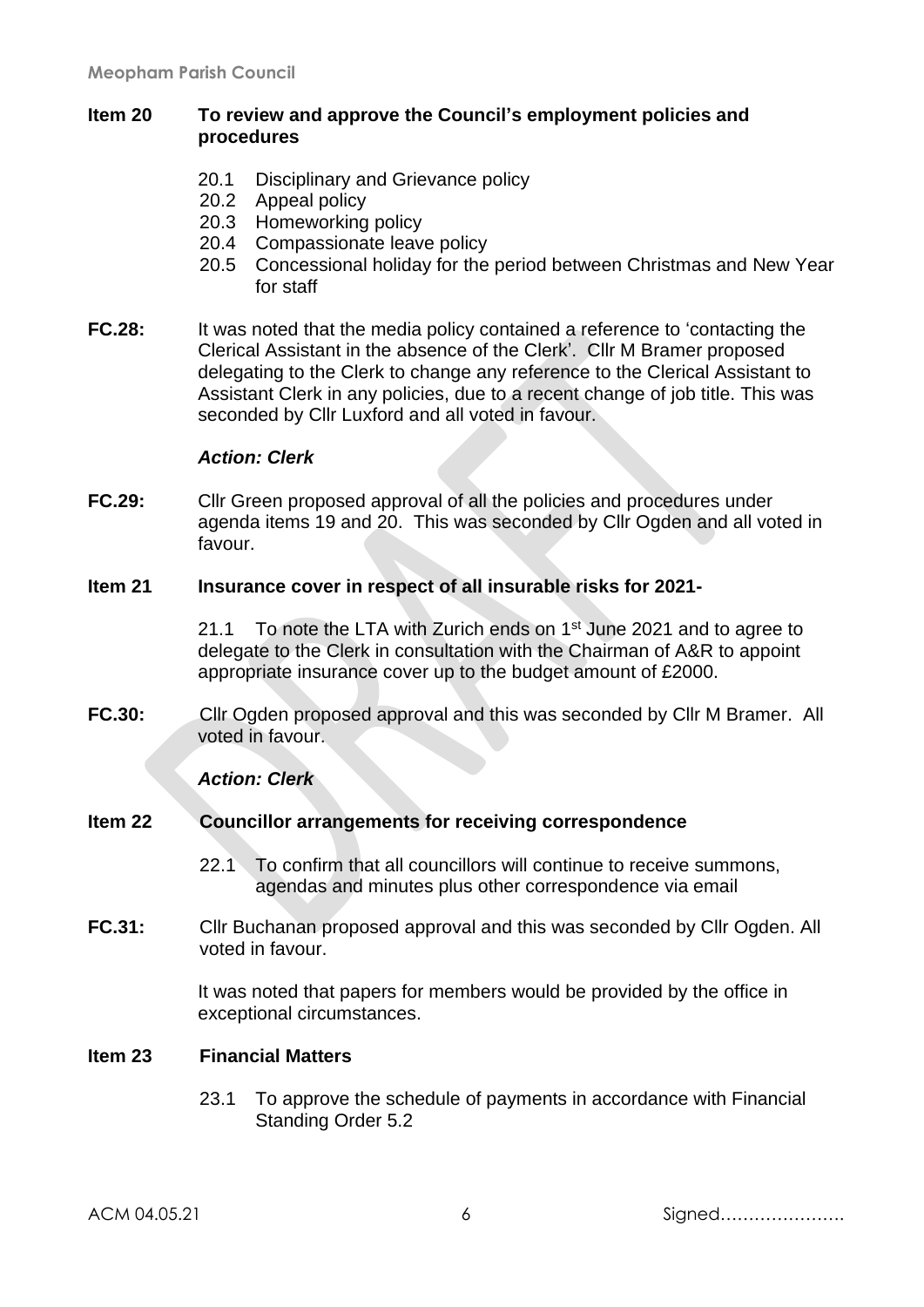**Item 20 To review and approve the Council's employment policies and procedures**

20.1 Disciplinary and Grievance policy
20.2 Appeal policy
20.3 Homeworking policy
20.4 Compassionate leave policy
20.5 Concessional holiday for the period between Christmas and New Year for staff

**FC.28:** It was noted that the media policy contained a reference to 'contacting the Clerical Assistant in the absence of the Clerk'. Cllr M Bramer proposed delegating to the Clerk to change any reference to the Clerical Assistant to Assistant Clerk in any policies, due to a recent change of job title. This was seconded by Cllr Luxford and all voted in favour.

***Action: Clerk***

**FC.29:** Cllr Green proposed approval of all the policies and procedures under agenda items 19 and 20. This was seconded by Cllr Ogden and all voted in favour.

**Item 21 Insurance cover in respect of all insurable risks for 2021-**

21.1 To note the LTA with Zurich ends on 1st June 2021 and to agree to delegate to the Clerk in consultation with the Chairman of A&R to appoint appropriate insurance cover up to the budget amount of £2000.

**FC.30:** Cllr Ogden proposed approval and this was seconded by Cllr M Bramer. All voted in favour.

***Action: Clerk***

**Item 22 Councillor arrangements for receiving correspondence**

22.1 To confirm that all councillors will continue to receive summons, agendas and minutes plus other correspondence via email

**FC.31:** Cllr Buchanan proposed approval and this was seconded by Cllr Ogden. All voted in favour.

It was noted that papers for members would be provided by the office in exceptional circumstances.

**Item 23 Financial Matters**

23.1 To approve the schedule of payments in accordance with Financial Standing Order 5.2

ACM 04.05.21 Signed…………………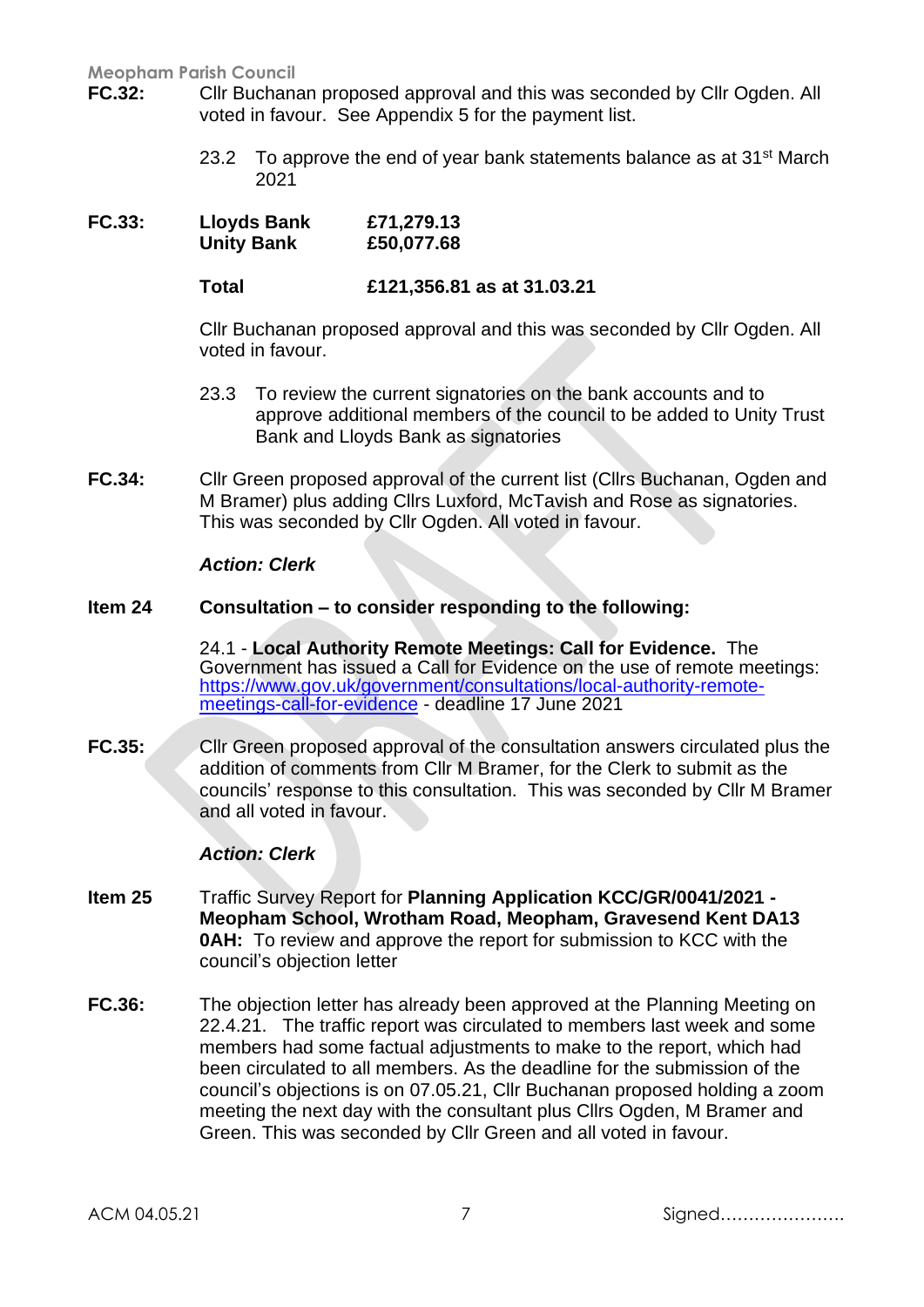**FC.32:** Cllr Buchanan proposed approval and this was seconded by Cllr Ogden. All voted in favour. See Appendix 5 for the payment list.

23.2 To approve the end of year bank statements balance as at 31st March 2021

**FC.33:**

| | |
|---|---|
| **Lloyds Bank** | **£71,279.13** |
| **Unity Bank** | **£50,077.68** |
| **Total** | **£121,356.81 as at 31.03.21** |

Cllr Buchanan proposed approval and this was seconded by Cllr Ogden. All voted in favour.

23.3 To review the current signatories on the bank accounts and to approve additional members of the council to be added to Unity Trust Bank and Lloyds Bank as signatories

**FC.34:** Cllr Green proposed approval of the current list (Cllrs Buchanan, Ogden and M Bramer) plus adding Cllrs Luxford, McTavish and Rose as signatories. This was seconded by Cllr Ogden. All voted in favour.

***Action: Clerk***

**Item 24 Consultation – to consider responding to the following:**

24.1 - **Local Authority Remote Meetings: Call for Evidence.** The Government has issued a Call for Evidence on the use of remote meetings: https://www.gov.uk/government/consultations/local-authority-remote-meetings-call-for-evidence - deadline 17 June 2021

**FC.35:** Cllr Green proposed approval of the consultation answers circulated plus the addition of comments from Cllr M Bramer, for the Clerk to submit as the councils' response to this consultation. This was seconded by Cllr M Bramer and all voted in favour.

***Action: Clerk***

**Item 25** Traffic Survey Report for **Planning Application KCC/GR/0041/2021 - Meopham School, Wrotham Road, Meopham, Gravesend Kent DA13 0AH:** To review and approve the report for submission to KCC with the council's objection letter

**FC.36:** The objection letter has already been approved at the Planning Meeting on 22.4.21. The traffic report was circulated to members last week and some members had some factual adjustments to make to the report, which had been circulated to all members. As the deadline for the submission of the council's objections is on 07.05.21, Cllr Buchanan proposed holding a zoom meeting the next day with the consultant plus Cllrs Ogden, M Bramer and Green. This was seconded by Cllr Green and all voted in favour.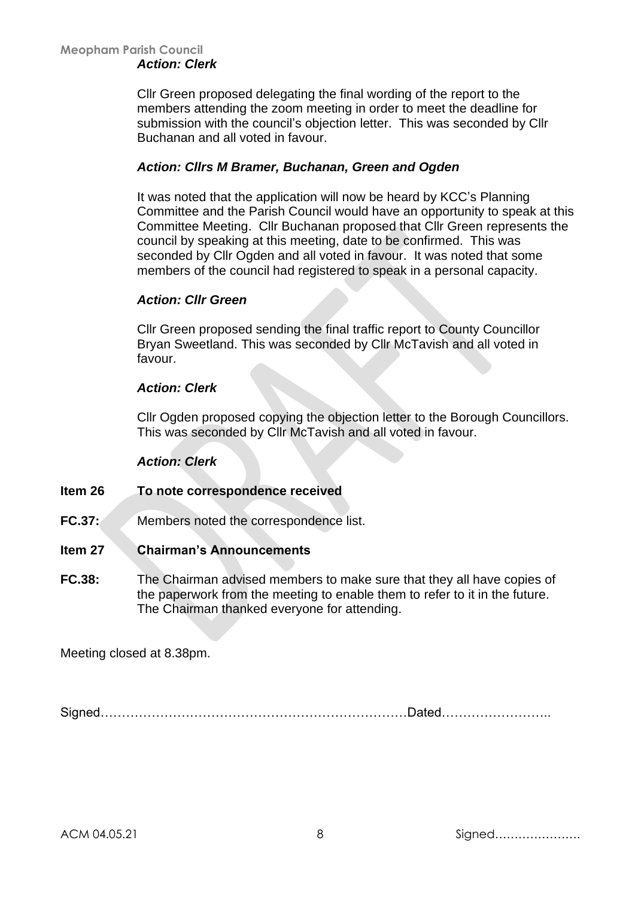***Action: Clerk***

Cllr Green proposed delegating the final wording of the report to the members attending the zoom meeting in order to meet the deadline for submission with the council's objection letter. This was seconded by Cllr Buchanan and all voted in favour.

***Action: Cllrs M Bramer, Buchanan, Green and Ogden***

It was noted that the application will now be heard by KCC's Planning Committee and the Parish Council would have an opportunity to speak at this Committee Meeting. Cllr Buchanan proposed that Cllr Green represents the council by speaking at this meeting, date to be confirmed. This was seconded by Cllr Ogden and all voted in favour. It was noted that some members of the council had registered to speak in a personal capacity.

***Action: Cllr Green***

Cllr Green proposed sending the final traffic report to County Councillor Bryan Sweetland. This was seconded by Cllr McTavish and all voted in favour.

***Action: Clerk***

Cllr Ogden proposed copying the objection letter to the Borough Councillors. This was seconded by Cllr McTavish and all voted in favour.

***Action: Clerk***

**Item 26 To note correspondence received**

**FC.37:** Members noted the correspondence list.

**Item 27 Chairman's Announcements**

**FC.38:** The Chairman advised members to make sure that they all have copies of the paperwork from the meeting to enable them to refer to it in the future. The Chairman thanked everyone for attending.

Meeting closed at 8.38pm.

Signed……………………………………………………………….Dated……………………..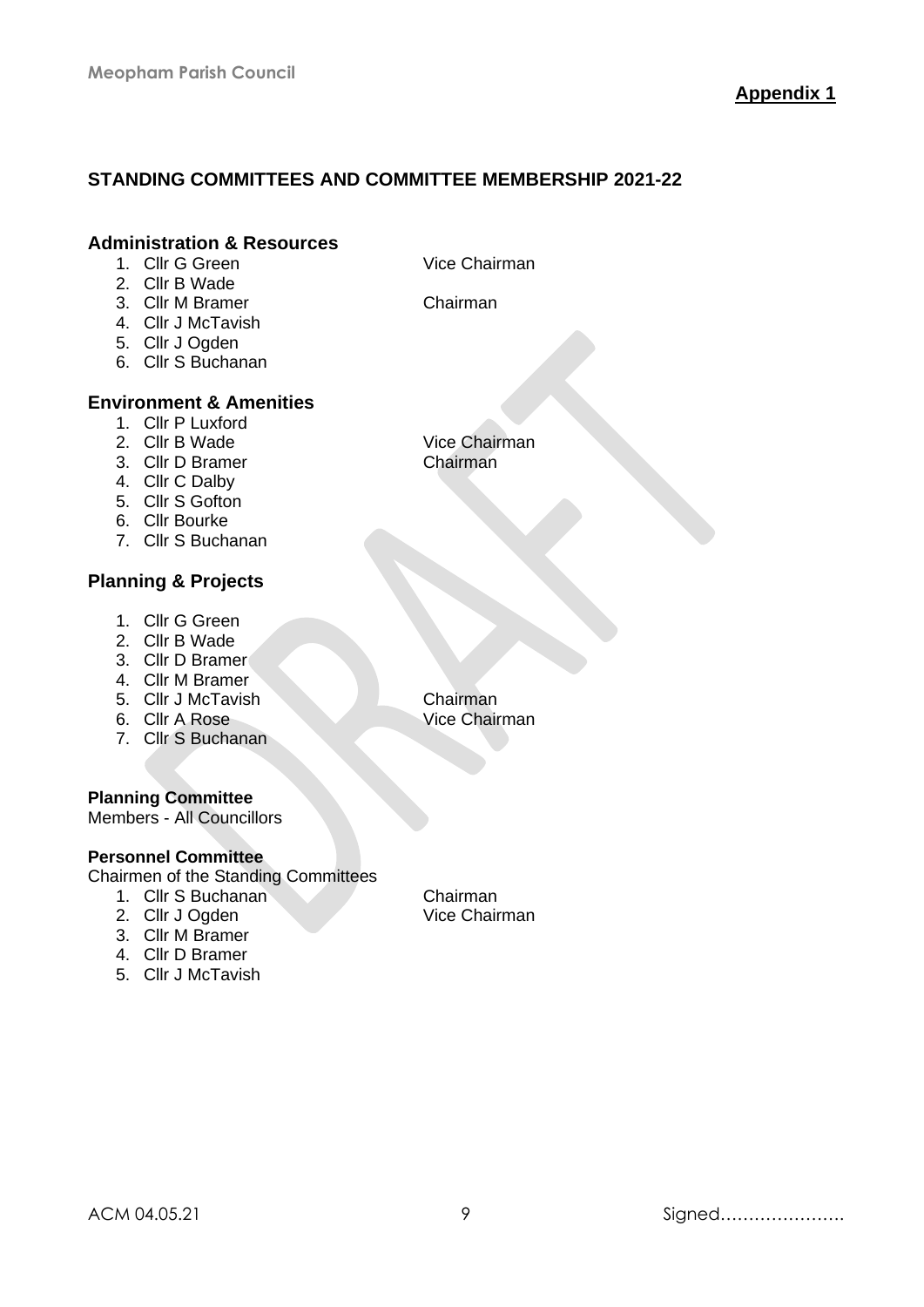**Appendix 1**

## STANDING COMMITTEES AND COMMITTEE MEMBERSHIP 2021-22

### Administration & Resources

1. Cllr G Green — Vice Chairman
2. Cllr B Wade
3. Cllr M Bramer — Chairman
4. Cllr J McTavish
5. Cllr J Ogden
6. Cllr S Buchanan

### Environment & Amenities

1. Cllr P Luxford
2. Cllr B Wade — Vice Chairman
3. Cllr D Bramer — Chairman
4. Cllr C Dalby
5. Cllr S Gofton
6. Cllr Bourke
7. Cllr S Buchanan

### Planning & Projects

1. Cllr G Green
2. Cllr B Wade
3. Cllr D Bramer
4. Cllr M Bramer
5. Cllr J McTavish — Chairman
6. Cllr A Rose — Vice Chairman
7. Cllr S Buchanan

**Planning Committee**

Members - All Councillors

**Personnel Committee**

Chairmen of the Standing Committees

1. Cllr S Buchanan — Chairman
2. Cllr J Ogden — Vice Chairman
3. Cllr M Bramer
4. Cllr D Bramer
5. Cllr J McTavish

ACM 04.05.21 Signed…………………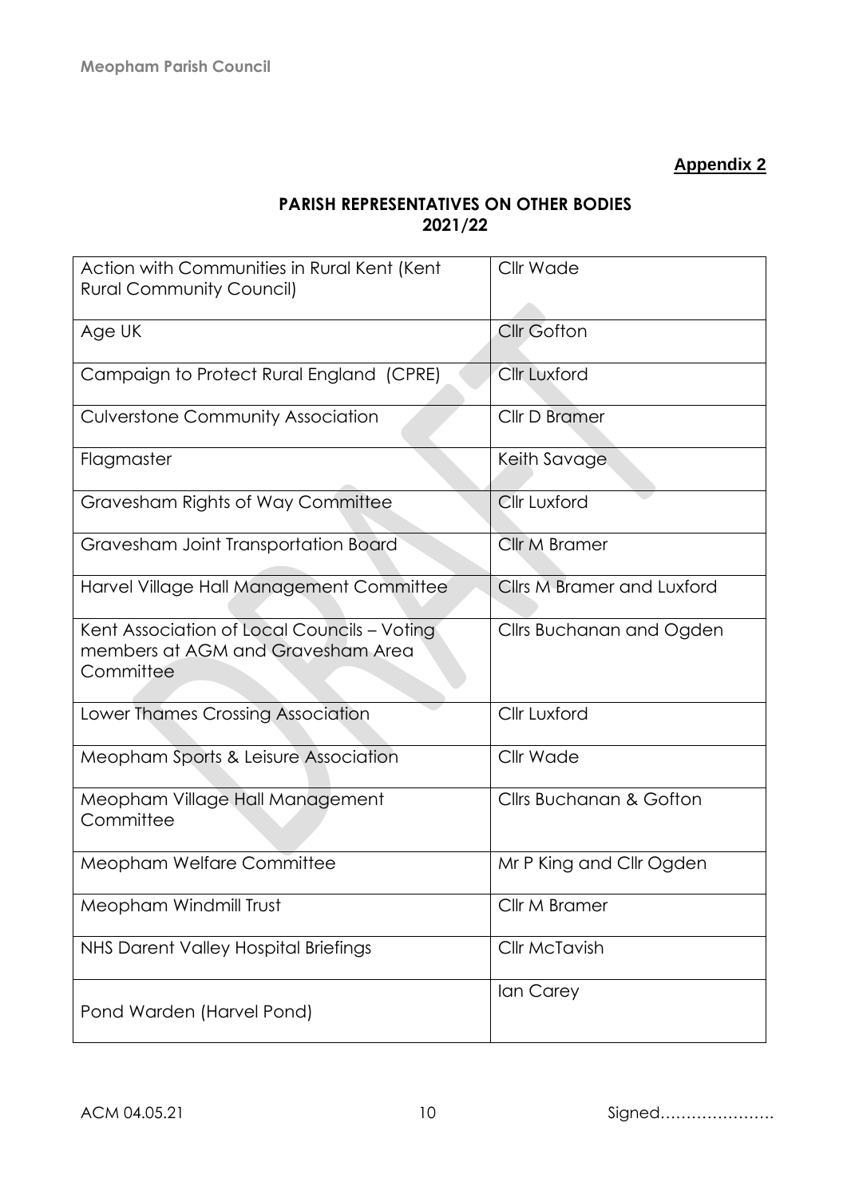**Appendix 2**

**PARISH REPRESENTATIVES ON OTHER BODIES 2021/22**

| | |
|---|---|
| Action with Communities in Rural Kent (Kent Rural Community Council) | Cllr Wade |
| Age UK | Cllr Gofton |
| Campaign to Protect Rural England (CPRE) | Cllr Luxford |
| Culverstone Community Association | Cllr D Bramer |
| Flagmaster | Keith Savage |
| Gravesham Rights of Way Committee | Cllr Luxford |
| Gravesham Joint Transportation Board | Cllr M Bramer |
| Harvel Village Hall Management Committee | Cllrs M Bramer and Luxford |
| Kent Association of Local Councils – Voting members at AGM and Gravesham Area Committee | Cllrs Buchanan and Ogden |
| Lower Thames Crossing Association | Cllr Luxford |
| Meopham Sports & Leisure Association | Cllr Wade |
| Meopham Village Hall Management Committee | Cllrs Buchanan & Gofton |
| Meopham Welfare Committee | Mr P King and Cllr Ogden |
| Meopham Windmill Trust | Cllr M Bramer |
| NHS Darent Valley Hospital Briefings | Cllr McTavish |
| Pond Warden (Harvel Pond) | Ian Carey |

ACM 04.05.21 Signed…………………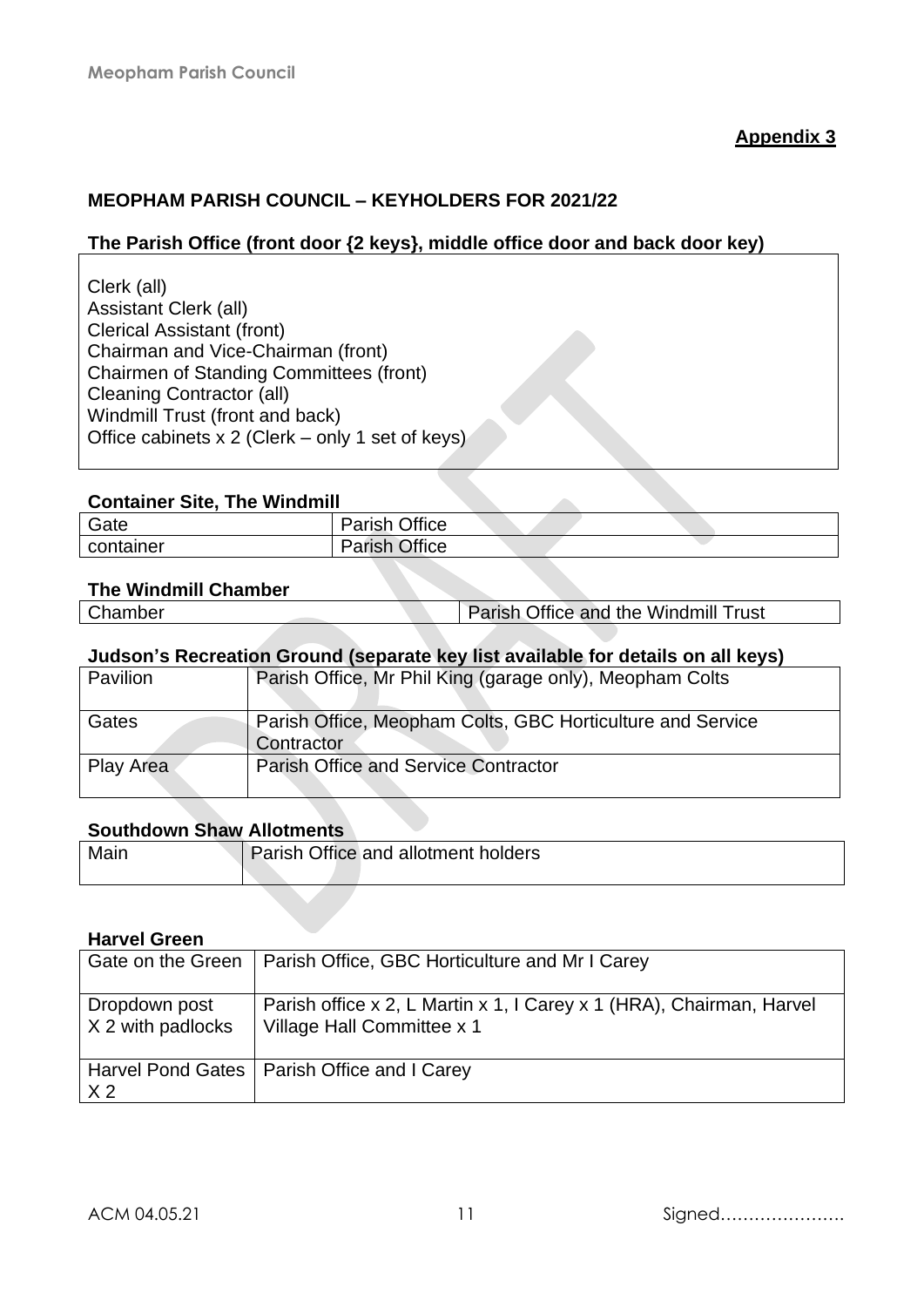**Appendix 3**

**MEOPHAM PARISH COUNCIL – KEYHOLDERS FOR 2021/22**

**The Parish Office (front door {2 keys}, middle office door and back door key)**

Clerk (all)
Assistant Clerk (all)
Clerical Assistant (front)
Chairman and Vice-Chairman (front)
Chairmen of Standing Committees (front)
Cleaning Contractor (all)
Windmill Trust (front and back)
Office cabinets x 2 (Clerk – only 1 set of keys)

**Container Site, The Windmill**

| Gate | Parish Office |
|---|---|
| container | Parish Office |

**The Windmill Chamber**

| Chamber | Parish Office and the Windmill Trust |
|---|---|

**Judson's Recreation Ground (separate key list available for details on all keys)**

| Pavilion | Parish Office, Mr Phil King (garage only), Meopham Colts |
|---|---|
| Gates | Parish Office, Meopham Colts, GBC Horticulture and Service Contractor |
| Play Area | Parish Office and Service Contractor |

**Southdown Shaw Allotments**

| Main | Parish Office and allotment holders |
|---|---|

**Harvel Green**

| Gate on the Green | Parish Office, GBC Horticulture and Mr I Carey |
|---|---|
| Dropdown post X 2 with padlocks | Parish office x 2, L Martin x 1, I Carey x 1 (HRA), Chairman, Harvel Village Hall Committee x 1 |
| Harvel Pond Gates X 2 | Parish Office and I Carey |

ACM 04.05.21 Signed………………….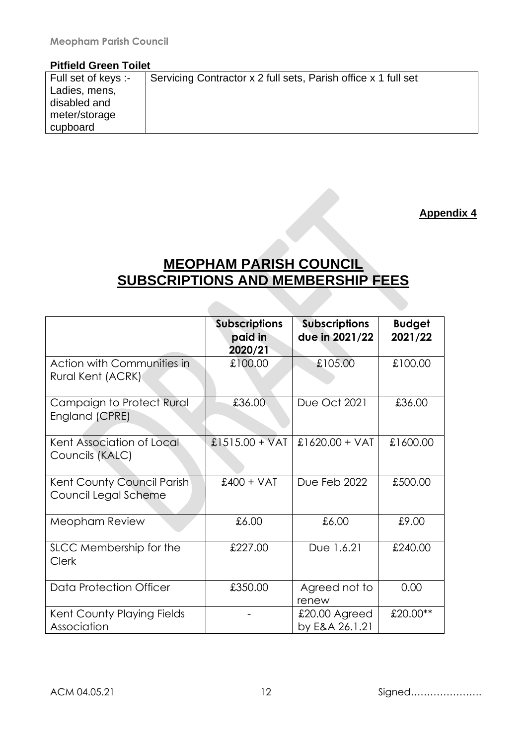**Pitfield Green Toilet**

| Full set of keys :- Ladies, mens, disabled and meter/storage cupboard | Servicing Contractor x 2 full sets, Parish office x 1 full set |
|---|---|

**Appendix 4**

# MEOPHAM PARISH COUNCIL SUBSCRIPTIONS AND MEMBERSHIP FEES

| | Subscriptions paid in 2020/21 | Subscriptions due in 2021/22 | Budget 2021/22 |
|---|---|---|---|
| Action with Communities in Rural Kent (ACRK) | £100.00 | £105.00 | £100.00 |
| Campaign to Protect Rural England (CPRE) | £36.00 | Due Oct 2021 | £36.00 |
| Kent Association of Local Councils (KALC) | £1515.00 + VAT | £1620.00 + VAT | £1600.00 |
| Kent County Council Parish Council Legal Scheme | £400 + VAT | Due Feb 2022 | £500.00 |
| Meopham Review | £6.00 | £6.00 | £9.00 |
| SLCC Membership for the Clerk | £227.00 | Due 1.6.21 | £240.00 |
| Data Protection Officer | £350.00 | Agreed not to renew | 0.00 |
| Kent County Playing Fields Association | - | £20.00 Agreed by E&A 26.1.21 | £20.00** |

ACM 04.05.21 Signed…………………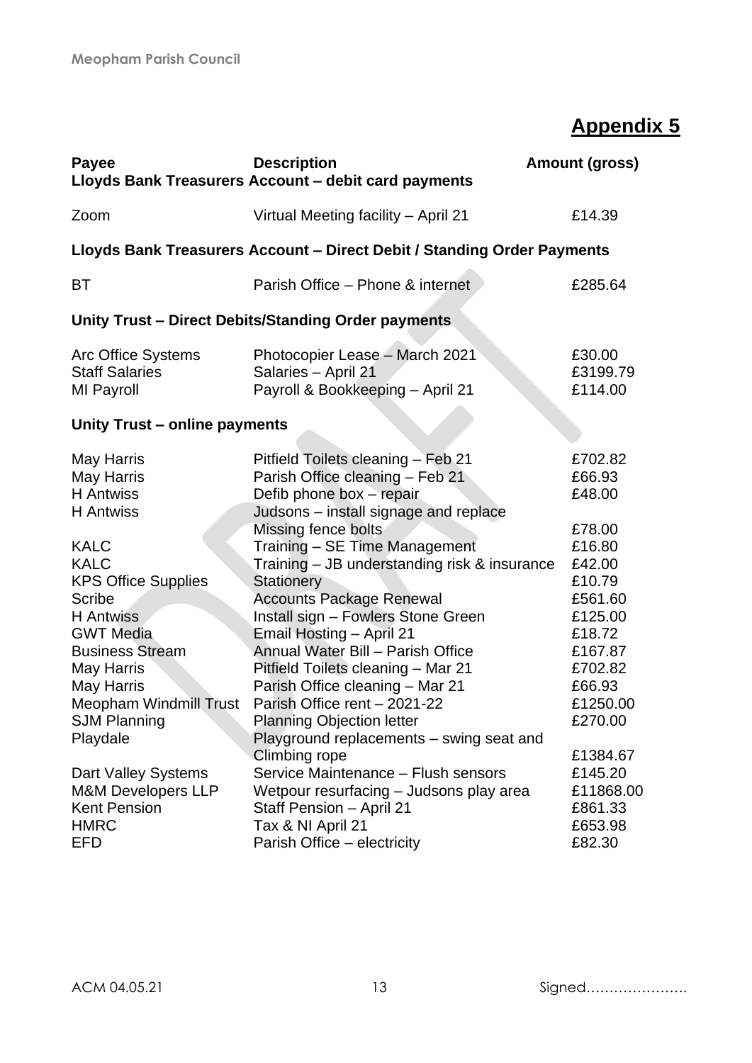## Appendix 5

| Payee | Description | Amount (gross) |
|---|---|---|
| **Lloyds Bank Treasurers Account – debit card payments** | | |
| Zoom | Virtual Meeting facility – April 21 | £14.39 |
| **Lloyds Bank Treasurers Account – Direct Debit / Standing Order Payments** | | |
| BT | Parish Office – Phone & internet | £285.64 |
| **Unity Trust – Direct Debits/Standing Order payments** | | |
| Arc Office Systems | Photocopier Lease – March 2021 | £30.00 |
| Staff Salaries | Salaries – April 21 | £3199.79 |
| MI Payroll | Payroll & Bookkeeping – April 21 | £114.00 |
| **Unity Trust – online payments** | | |
| May Harris | Pitfield Toilets cleaning – Feb 21 | £702.82 |
| May Harris | Parish Office cleaning – Feb 21 | £66.93 |
| H Antwiss | Defib phone box – repair | £48.00 |
| H Antwiss | Judsons – install signage and replace Missing fence bolts | £78.00 |
| KALC | Training – SE Time Management | £16.80 |
| KALC | Training – JB understanding risk & insurance | £42.00 |
| KPS Office Supplies | Stationery | £10.79 |
| Scribe | Accounts Package Renewal | £561.60 |
| H Antwiss | Install sign – Fowlers Stone Green | £125.00 |
| GWT Media | Email Hosting – April 21 | £18.72 |
| Business Stream | Annual Water Bill – Parish Office | £167.87 |
| May Harris | Pitfield Toilets cleaning – Mar 21 | £702.82 |
| May Harris | Parish Office cleaning – Mar 21 | £66.93 |
| Meopham Windmill Trust | Parish Office rent – 2021-22 | £1250.00 |
| SJM Planning | Planning Objection letter | £270.00 |
| Playdale | Playground replacements – swing seat and Climbing rope | £1384.67 |
| Dart Valley Systems | Service Maintenance – Flush sensors | £145.20 |
| M&M Developers LLP | Wetpour resurfacing – Judsons play area | £11868.00 |
| Kent Pension | Staff Pension – April 21 | £861.33 |
| HMRC | Tax & NI April 21 | £653.98 |
| EFD | Parish Office – electricity | £82.30 |

Signed…………………